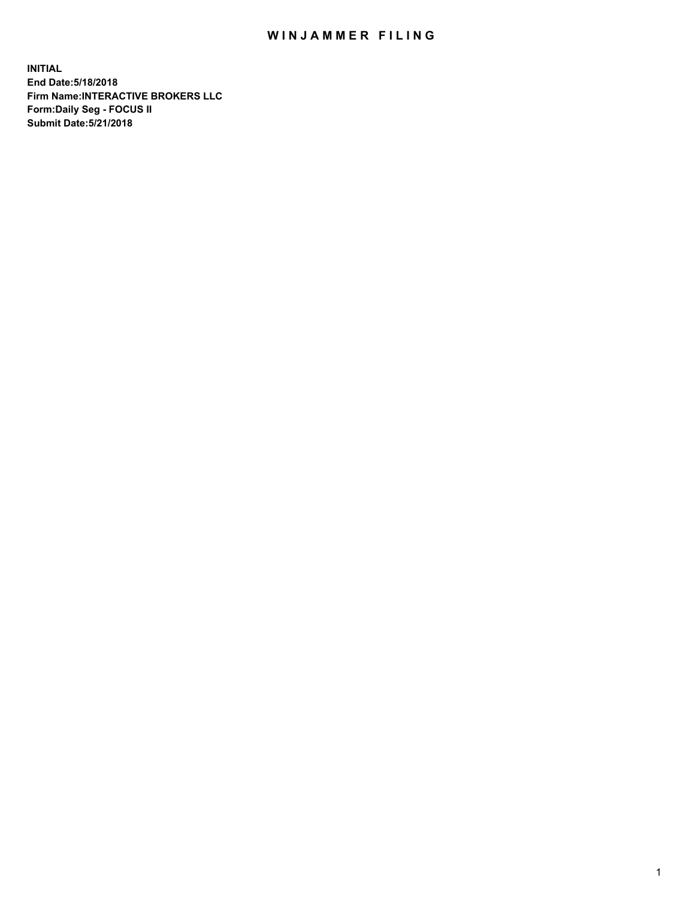# WINJAMMER FILING

**INITIAL**
**End Date:5/18/2018**
**Firm Name:INTERACTIVE BROKERS LLC**
**Form:Daily Seg - FOCUS II**
**Submit Date:5/21/2018**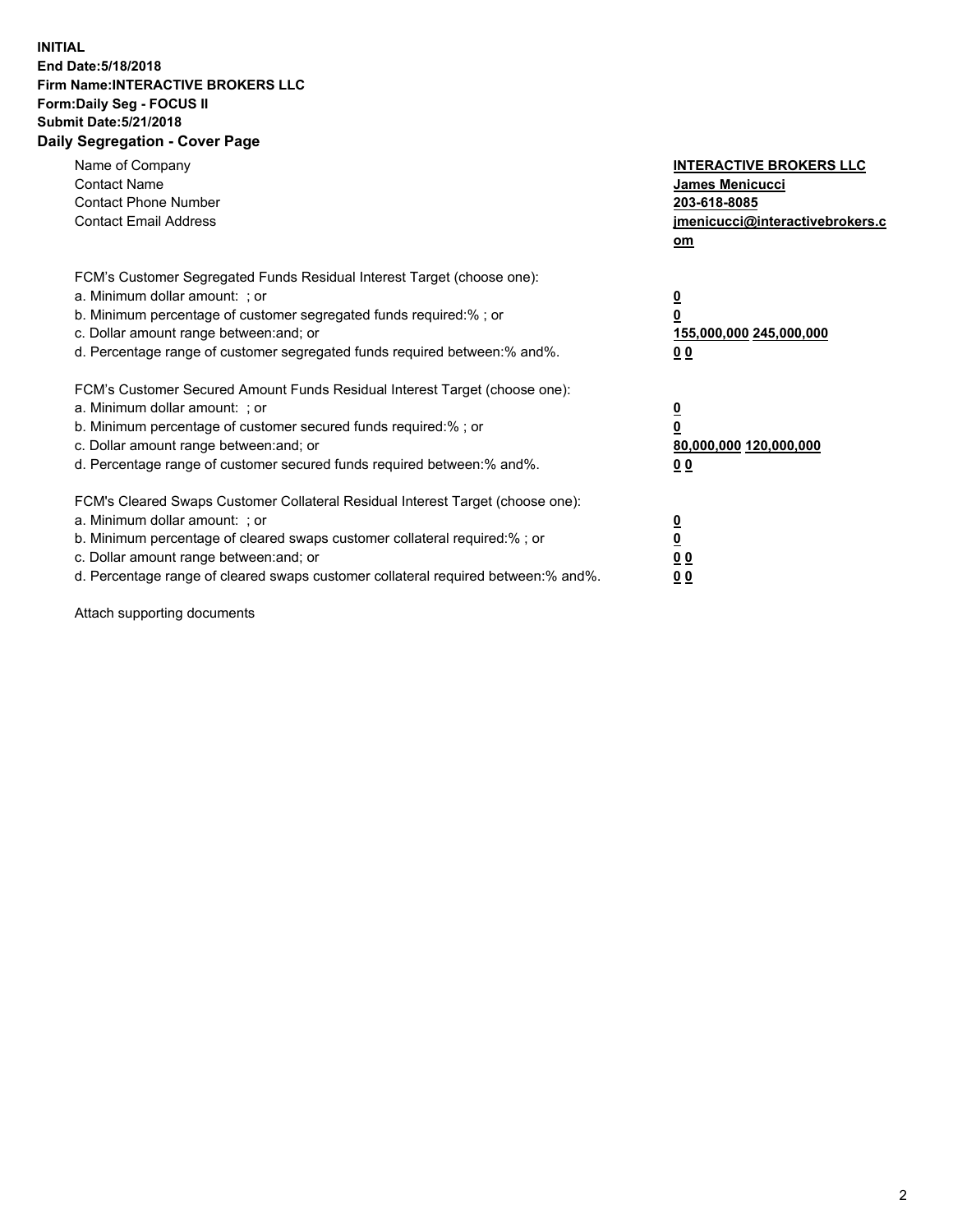**INITIAL**
**End Date:5/18/2018**
**Firm Name:INTERACTIVE BROKERS LLC**
**Form:Daily Seg - FOCUS II**
**Submit Date:5/21/2018**
**Daily Segregation - Cover Page**

| | |
|---|---|
| Name of Company | **INTERACTIVE BROKERS LLC** |
| Contact Name | **James Menicucci** |
| Contact Phone Number | **203-618-8085** |
| Contact Email Address | **jmenicucci@interactivebrokers.com** |

FCM's Customer Segregated Funds Residual Interest Target (choose one):

| | |
|---|---|
| a. Minimum dollar amount: ; or | **0** |
| b. Minimum percentage of customer segregated funds required:% ; or | **0** |
| c. Dollar amount range between:and; or | **155,000,000 245,000,000** |
| d. Percentage range of customer segregated funds required between:% and%. | **0 0** |

FCM's Customer Secured Amount Funds Residual Interest Target (choose one):

| | |
|---|---|
| a. Minimum dollar amount: ; or | **0** |
| b. Minimum percentage of customer secured funds required:% ; or | **0** |
| c. Dollar amount range between:and; or | **80,000,000 120,000,000** |
| d. Percentage range of customer secured funds required between:% and%. | **0 0** |

FCM's Cleared Swaps Customer Collateral Residual Interest Target (choose one):

| | |
|---|---|
| a. Minimum dollar amount: ; or | **0** |
| b. Minimum percentage of cleared swaps customer collateral required:% ; or | **0** |
| c. Dollar amount range between:and; or | **0 0** |
| d. Percentage range of cleared swaps customer collateral required between:% and%. | **0 0** |

Attach supporting documents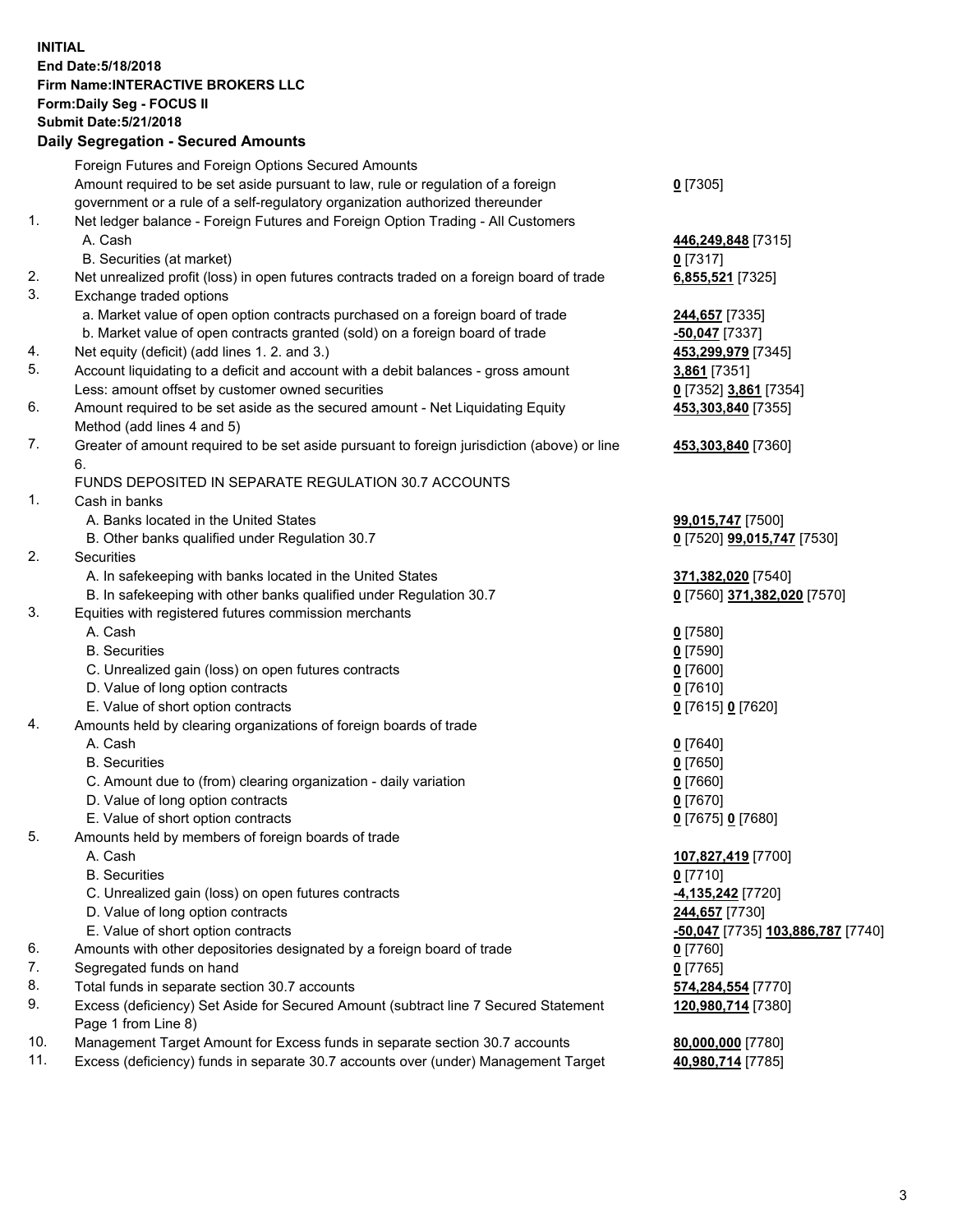**INITIAL**
**End Date:5/18/2018**
**Firm Name:INTERACTIVE BROKERS LLC**
**Form:Daily Seg - FOCUS II**
**Submit Date:5/21/2018**

## Daily Segregation - Secured Amounts

| | | |
|---|---|---|
| | Foreign Futures and Foreign Options Secured Amounts | |
| | Amount required to be set aside pursuant to law, rule or regulation of a foreign government or a rule of a self-regulatory organization authorized thereunder | **0** [7305] |
| 1. | Net ledger balance - Foreign Futures and Foreign Option Trading - All Customers | |
| | A. Cash | **446,249,848** [7315] |
| | B. Securities (at market) | **0** [7317] |
| 2. | Net unrealized profit (loss) in open futures contracts traded on a foreign board of trade | **6,855,521** [7325] |
| 3. | Exchange traded options | |
| | a. Market value of open option contracts purchased on a foreign board of trade | **244,657** [7335] |
| | b. Market value of open contracts granted (sold) on a foreign board of trade | **-50,047** [7337] |
| 4. | Net equity (deficit) (add lines 1. 2. and 3.) | **453,299,979** [7345] |
| 5. | Account liquidating to a deficit and account with a debit balances - gross amount | **3,861** [7351] |
| | Less: amount offset by customer owned securities | **0** [7352] **3,861** [7354] |
| 6. | Amount required to be set aside as the secured amount - Net Liquidating Equity Method (add lines 4 and 5) | **453,303,840** [7355] |
| 7. | Greater of amount required to be set aside pursuant to foreign jurisdiction (above) or line 6. | **453,303,840** [7360] |
| | FUNDS DEPOSITED IN SEPARATE REGULATION 30.7 ACCOUNTS | |
| 1. | Cash in banks | |
| | A. Banks located in the United States | **99,015,747** [7500] |
| | B. Other banks qualified under Regulation 30.7 | **0** [7520] **99,015,747** [7530] |
| 2. | Securities | |
| | A. In safekeeping with banks located in the United States | **371,382,020** [7540] |
| | B. In safekeeping with other banks qualified under Regulation 30.7 | **0** [7560] **371,382,020** [7570] |
| 3. | Equities with registered futures commission merchants | |
| | A. Cash | **0** [7580] |
| | B. Securities | **0** [7590] |
| | C. Unrealized gain (loss) on open futures contracts | **0** [7600] |
| | D. Value of long option contracts | **0** [7610] |
| | E. Value of short option contracts | **0** [7615] **0** [7620] |
| 4. | Amounts held by clearing organizations of foreign boards of trade | |
| | A. Cash | **0** [7640] |
| | B. Securities | **0** [7650] |
| | C. Amount due to (from) clearing organization - daily variation | **0** [7660] |
| | D. Value of long option contracts | **0** [7670] |
| | E. Value of short option contracts | **0** [7675] **0** [7680] |
| 5. | Amounts held by members of foreign boards of trade | |
| | A. Cash | **107,827,419** [7700] |
| | B. Securities | **0** [7710] |
| | C. Unrealized gain (loss) on open futures contracts | **-4,135,242** [7720] |
| | D. Value of long option contracts | **244,657** [7730] |
| | E. Value of short option contracts | **-50,047** [7735] **103,886,787** [7740] |
| 6. | Amounts with other depositories designated by a foreign board of trade | **0** [7760] |
| 7. | Segregated funds on hand | **0** [7765] |
| 8. | Total funds in separate section 30.7 accounts | **574,284,554** [7770] |
| 9. | Excess (deficiency) Set Aside for Secured Amount (subtract line 7 Secured Statement Page 1 from Line 8) | **120,980,714** [7380] |
| 10. | Management Target Amount for Excess funds in separate section 30.7 accounts | **80,000,000** [7780] |
| 11. | Excess (deficiency) funds in separate 30.7 accounts over (under) Management Target | **40,980,714** [7785] |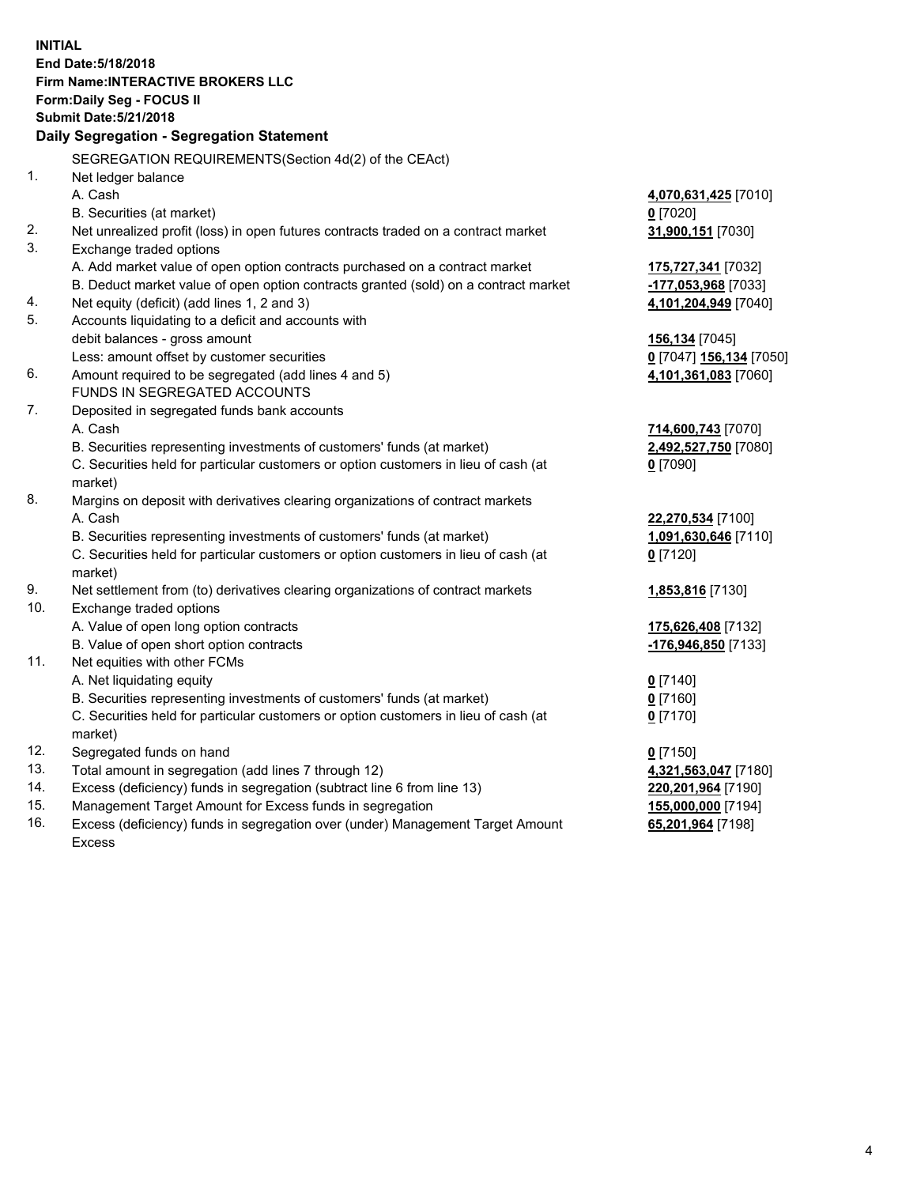**INITIAL**
**End Date:5/18/2018**
**Firm Name:INTERACTIVE BROKERS LLC**
**Form:Daily Seg - FOCUS II**
**Submit Date:5/21/2018**

**Daily Segregation - Segregation Statement**

SEGREGATION REQUIREMENTS(Section 4d(2) of the CEAct)

| | | |
|---|---|---|
| 1. | Net ledger balance | |
| | A. Cash | **4,070,631,425** [7010] |
| | B. Securities (at market) | **0** [7020] |
| 2. | Net unrealized profit (loss) in open futures contracts traded on a contract market | **31,900,151** [7030] |
| 3. | Exchange traded options | |
| | A. Add market value of open option contracts purchased on a contract market | **175,727,341** [7032] |
| | B. Deduct market value of open option contracts granted (sold) on a contract market | **-177,053,968** [7033] |
| 4. | Net equity (deficit) (add lines 1, 2 and 3) | **4,101,204,949** [7040] |
| 5. | Accounts liquidating to a deficit and accounts with | |
| | debit balances - gross amount | **156,134** [7045] |
| | Less: amount offset by customer securities | **0** [7047] **156,134** [7050] |
| 6. | Amount required to be segregated (add lines 4 and 5) | **4,101,361,083** [7060] |
| | FUNDS IN SEGREGATED ACCOUNTS | |
| 7. | Deposited in segregated funds bank accounts | |
| | A. Cash | **714,600,743** [7070] |
| | B. Securities representing investments of customers' funds (at market) | **2,492,527,750** [7080] |
| | C. Securities held for particular customers or option customers in lieu of cash (at market) | **0** [7090] |
| 8. | Margins on deposit with derivatives clearing organizations of contract markets | |
| | A. Cash | **22,270,534** [7100] |
| | B. Securities representing investments of customers' funds (at market) | **1,091,630,646** [7110] |
| | C. Securities held for particular customers or option customers in lieu of cash (at market) | **0** [7120] |
| 9. | Net settlement from (to) derivatives clearing organizations of contract markets | **1,853,816** [7130] |
| 10. | Exchange traded options | |
| | A. Value of open long option contracts | **175,626,408** [7132] |
| | B. Value of open short option contracts | **-176,946,850** [7133] |
| 11. | Net equities with other FCMs | |
| | A. Net liquidating equity | **0** [7140] |
| | B. Securities representing investments of customers' funds (at market) | **0** [7160] |
| | C. Securities held for particular customers or option customers in lieu of cash (at market) | **0** [7170] |
| 12. | Segregated funds on hand | **0** [7150] |
| 13. | Total amount in segregation (add lines 7 through 12) | **4,321,563,047** [7180] |
| 14. | Excess (deficiency) funds in segregation (subtract line 6 from line 13) | **220,201,964** [7190] |
| 15. | Management Target Amount for Excess funds in segregation | **155,000,000** [7194] |
| 16. | Excess (deficiency) funds in segregation over (under) Management Target Amount Excess | **65,201,964** [7198] |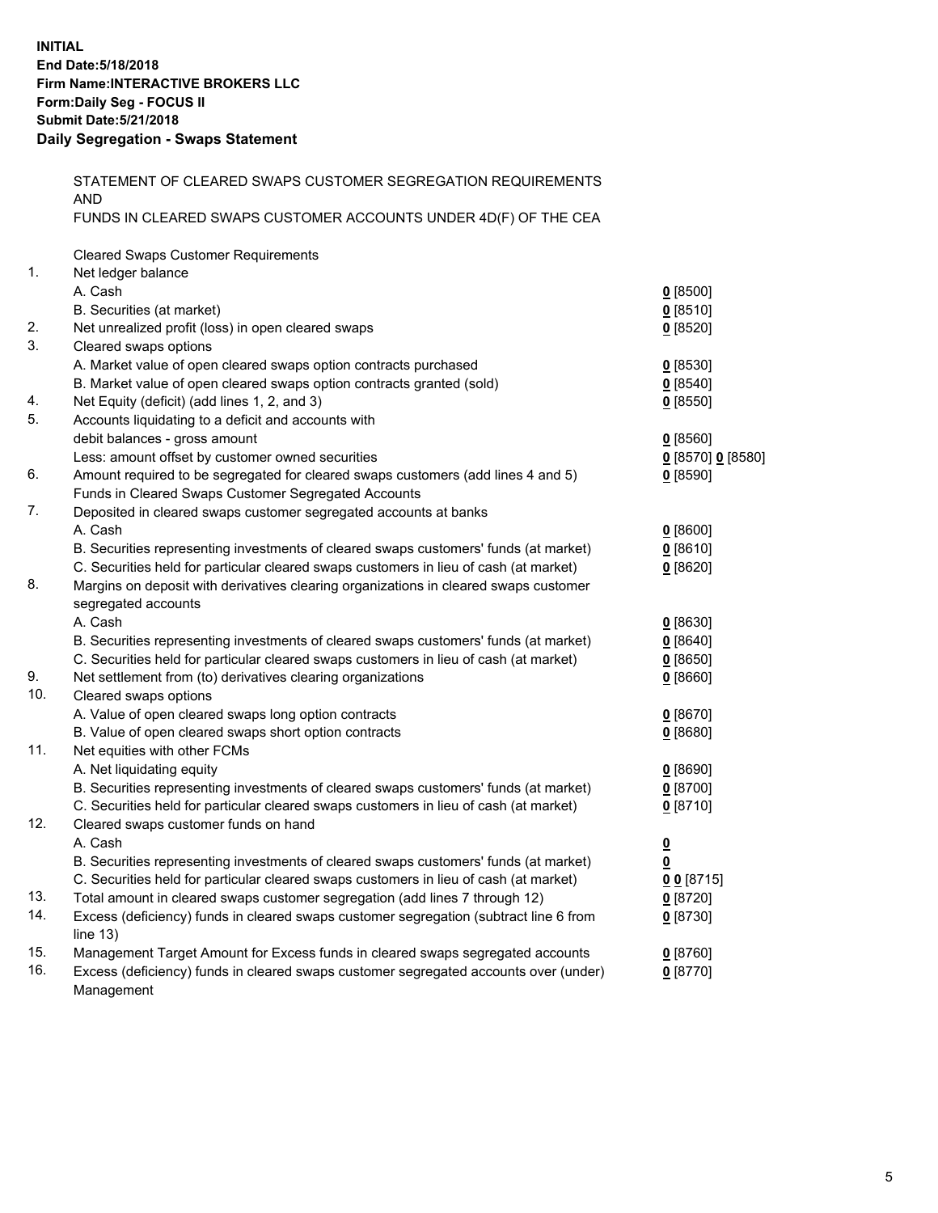**INITIAL**
**End Date:5/18/2018**
**Firm Name:INTERACTIVE BROKERS LLC**
**Form:Daily Seg - FOCUS II**
**Submit Date:5/21/2018**
**Daily Segregation - Swaps Statement**

STATEMENT OF CLEARED SWAPS CUSTOMER SEGREGATION REQUIREMENTS AND FUNDS IN CLEARED SWAPS CUSTOMER ACCOUNTS UNDER 4D(F) OF THE CEA

| | | |
|---|---|---|
| | Cleared Swaps Customer Requirements | |
| 1. | Net ledger balance | |
| | A. Cash | 0 [8500] |
| | B. Securities (at market) | 0 [8510] |
| 2. | Net unrealized profit (loss) in open cleared swaps | 0 [8520] |
| 3. | Cleared swaps options | |
| | A. Market value of open cleared swaps option contracts purchased | 0 [8530] |
| | B. Market value of open cleared swaps option contracts granted (sold) | 0 [8540] |
| 4. | Net Equity (deficit) (add lines 1, 2, and 3) | 0 [8550] |
| 5. | Accounts liquidating to a deficit and accounts with debit balances - gross amount | 0 [8560] |
| | Less: amount offset by customer owned securities | 0 [8570] 0 [8580] |
| 6. | Amount required to be segregated for cleared swaps customers (add lines 4 and 5) | 0 [8590] |
| | Funds in Cleared Swaps Customer Segregated Accounts | |
| 7. | Deposited in cleared swaps customer segregated accounts at banks | |
| | A. Cash | 0 [8600] |
| | B. Securities representing investments of cleared swaps customers' funds (at market) | 0 [8610] |
| | C. Securities held for particular cleared swaps customers in lieu of cash (at market) | 0 [8620] |
| 8. | Margins on deposit with derivatives clearing organizations in cleared swaps customer segregated accounts | |
| | A. Cash | 0 [8630] |
| | B. Securities representing investments of cleared swaps customers' funds (at market) | 0 [8640] |
| | C. Securities held for particular cleared swaps customers in lieu of cash (at market) | 0 [8650] |
| 9. | Net settlement from (to) derivatives clearing organizations | 0 [8660] |
| 10. | Cleared swaps options | |
| | A. Value of open cleared swaps long option contracts | 0 [8670] |
| | B. Value of open cleared swaps short option contracts | 0 [8680] |
| 11. | Net equities with other FCMs | |
| | A. Net liquidating equity | 0 [8690] |
| | B. Securities representing investments of cleared swaps customers' funds (at market) | 0 [8700] |
| | C. Securities held for particular cleared swaps customers in lieu of cash (at market) | 0 [8710] |
| 12. | Cleared swaps customer funds on hand | |
| | A. Cash | 0 |
| | B. Securities representing investments of cleared swaps customers' funds (at market) | 0 |
| | C. Securities held for particular cleared swaps customers in lieu of cash (at market) | 0 0 [8715] |
| 13. | Total amount in cleared swaps customer segregation (add lines 7 through 12) | 0 [8720] |
| 14. | Excess (deficiency) funds in cleared swaps customer segregation (subtract line 6 from line 13) | 0 [8730] |
| 15. | Management Target Amount for Excess funds in cleared swaps segregated accounts | 0 [8760] |
| 16. | Excess (deficiency) funds in cleared swaps customer segregated accounts over (under) Management | 0 [8770] |